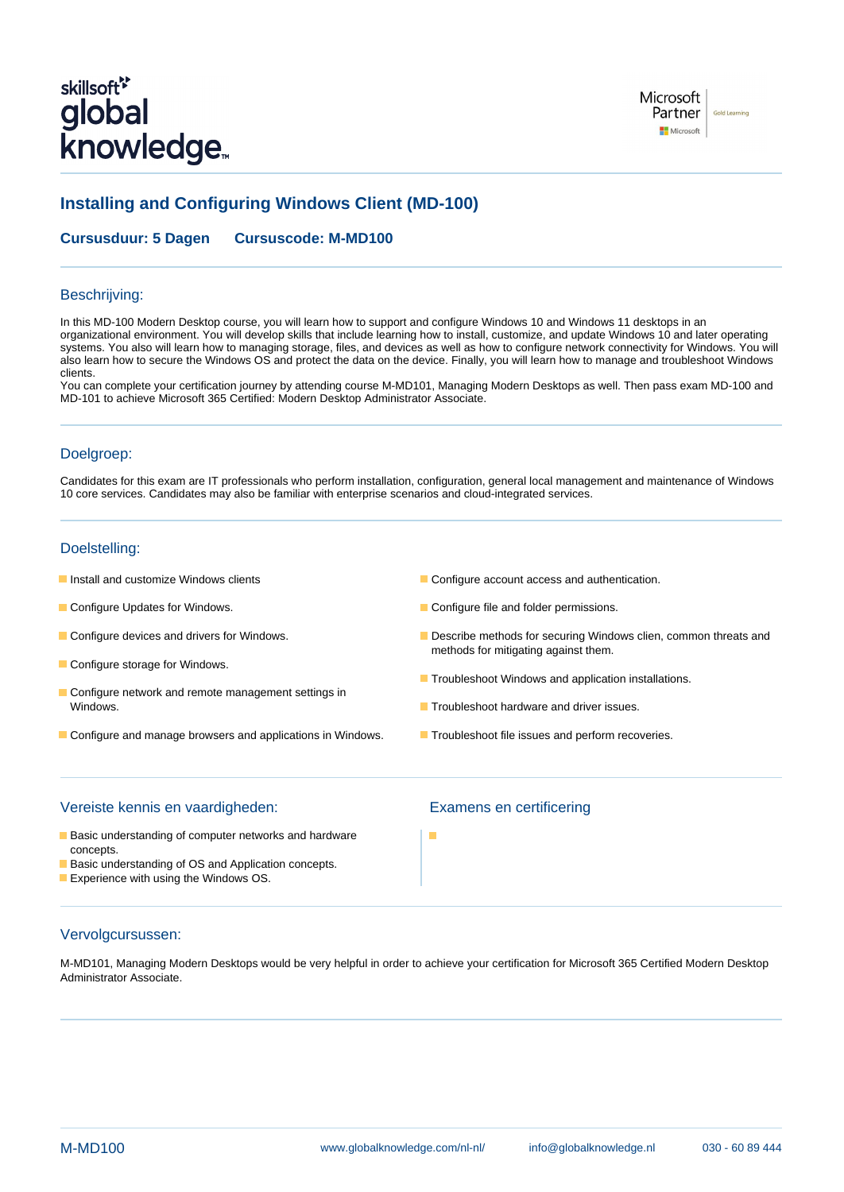# Installing and Configuring Windows Client (MD-100)

**Cursusduur: 5 Dagen**  **Cursuscode: M-MD100**

## Beschrijving:

In this MD-100 Modern Desktop course, you will learn how to support and configure Windows 10 and Windows 11 desktops in an organizational environment. You will develop skills that include learning how to install, customize, and update Windows 10 and later operating systems. You also will learn how to managing storage, files, and devices as well as how to configure network connectivity for Windows. You will also learn how to secure the Windows OS and protect the data on the device. Finally, you will learn how to manage and troubleshoot Windows clients.
You can complete your certification journey by attending course M-MD101, Managing Modern Desktops as well. Then pass exam MD-100 and MD-101 to achieve Microsoft 365 Certified: Modern Desktop Administrator Associate.

## Doelgroep:

Candidates for this exam are IT professionals who perform installation, configuration, general local management and maintenance of Windows 10 core services. Candidates may also be familiar with enterprise scenarios and cloud-integrated services.

## Doelstelling:

- Install and customize Windows clients
- Configure Updates for Windows.
- Configure devices and drivers for Windows.
- Configure storage for Windows.
- Configure network and remote management settings in Windows.
- Configure and manage browsers and applications in Windows.
- Configure account access and authentication.
- Configure file and folder permissions.
- Describe methods for securing Windows clien, common threats and methods for mitigating against them.
- Troubleshoot Windows and application installations.
- Troubleshoot hardware and driver issues.
- Troubleshoot file issues and perform recoveries.

## Vereiste kennis en vaardigheden:

- Basic understanding of computer networks and hardware concepts.
- Basic understanding of OS and Application concepts.
- Experience with using the Windows OS.

## Examens en certificering

## Vervolgcursussen:

M-MD101, Managing Modern Desktops would be very helpful in order to achieve your certification for Microsoft 365 Certified Modern Desktop Administrator Associate.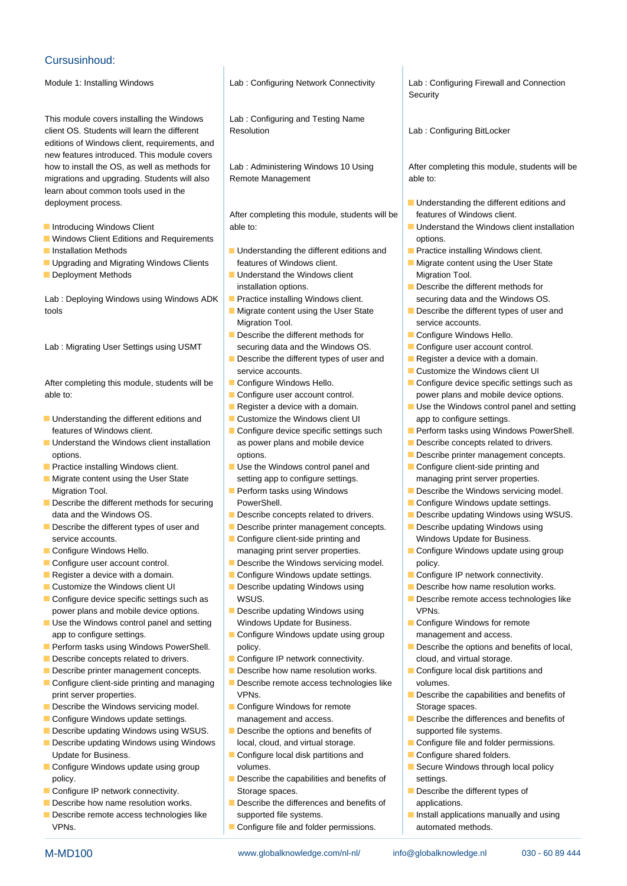## Cursusinhoud:

Module 1: Installing Windows

This module covers installing the Windows client OS. Students will learn the different editions of Windows client, requirements, and new features introduced. This module covers how to install the OS, as well as methods for migrations and upgrading. Students will also learn about common tools used in the deployment process.

- Introducing Windows Client
- Windows Client Editions and Requirements
- Installation Methods
- Upgrading and Migrating Windows Clients
- Deployment Methods

Lab : Deploying Windows using Windows ADK tools

Lab : Migrating User Settings using USMT

After completing this module, students will be able to:

- Understanding the different editions and features of Windows client.
- Understand the Windows client installation options.
- Practice installing Windows client.
- Migrate content using the User State Migration Tool.
- Describe the different methods for securing data and the Windows OS.
- Describe the different types of user and service accounts.
- Configure Windows Hello.
- Configure user account control.
- Register a device with a domain.
- Customize the Windows client UI
- Configure device specific settings such as power plans and mobile device options.
- Use the Windows control panel and setting app to configure settings.
- Perform tasks using Windows PowerShell.
- Describe concepts related to drivers.
- Describe printer management concepts.
- Configure client-side printing and managing print server properties.
- Describe the Windows servicing model.
- Configure Windows update settings.
- Describe updating Windows using WSUS.
- Describe updating Windows using Windows Update for Business.
- Configure Windows update using group policy.
- Configure IP network connectivity.
- Describe how name resolution works.
- Describe remote access technologies like VPNs.

Lab : Configuring Network Connectivity

Lab : Configuring and Testing Name Resolution

Lab : Administering Windows 10 Using Remote Management

After completing this module, students will be able to:

- Understanding the different editions and features of Windows client.
- Understand the Windows client installation options.
- Practice installing Windows client.
- Migrate content using the User State Migration Tool.
- Describe the different methods for securing data and the Windows OS.
- Describe the different types of user and service accounts.
- Configure Windows Hello.
- Configure user account control.
- Register a device with a domain.
- Customize the Windows client UI
- Configure device specific settings such as power plans and mobile device options.
- Use the Windows control panel and setting app to configure settings.
- Perform tasks using Windows PowerShell.
- Describe concepts related to drivers.
- Describe printer management concepts.
- Configure client-side printing and managing print server properties.
- Describe the Windows servicing model.
- Configure Windows update settings.
- Describe updating Windows using WSUS.
- Describe updating Windows using Windows Update for Business.
- Configure Windows update using group policy.
- Configure IP network connectivity.
- Describe how name resolution works.
- Describe remote access technologies like VPNs.
- Configure Windows for remote management and access.
- Describe the options and benefits of local, cloud, and virtual storage.
- Configure local disk partitions and volumes.
- Describe the capabilities and benefits of Storage spaces.
- Describe the differences and benefits of supported file systems.
- Configure file and folder permissions.

Lab : Configuring Firewall and Connection Security

Lab : Configuring BitLocker

After completing this module, students will be able to:

- Understanding the different editions and features of Windows client.
- Understand the Windows client installation options.
- Practice installing Windows client.
- Migrate content using the User State Migration Tool.
- Describe the different methods for securing data and the Windows OS.
- Describe the different types of user and service accounts.
- Configure Windows Hello.
- Configure user account control.
- Register a device with a domain.
- Customize the Windows client UI
- Configure device specific settings such as power plans and mobile device options.
- Use the Windows control panel and setting app to configure settings.
- Perform tasks using Windows PowerShell.
- Describe concepts related to drivers.
- Describe printer management concepts.
- Configure client-side printing and managing print server properties.
- Describe the Windows servicing model.
- Configure Windows update settings.
- Describe updating Windows using WSUS.
- Describe updating Windows using Windows Update for Business.
- Configure Windows update using group policy.
- Configure IP network connectivity.
- Describe how name resolution works.
- Describe remote access technologies like VPNs.
- Configure Windows for remote management and access.
- Describe the options and benefits of local, cloud, and virtual storage.
- Configure local disk partitions and volumes.
- Describe the capabilities and benefits of Storage spaces.
- Describe the differences and benefits of supported file systems.
- Configure file and folder permissions.
- Configure shared folders.
- Secure Windows through local policy settings.
- Describe the different types of applications.
- Install applications manually and using automated methods.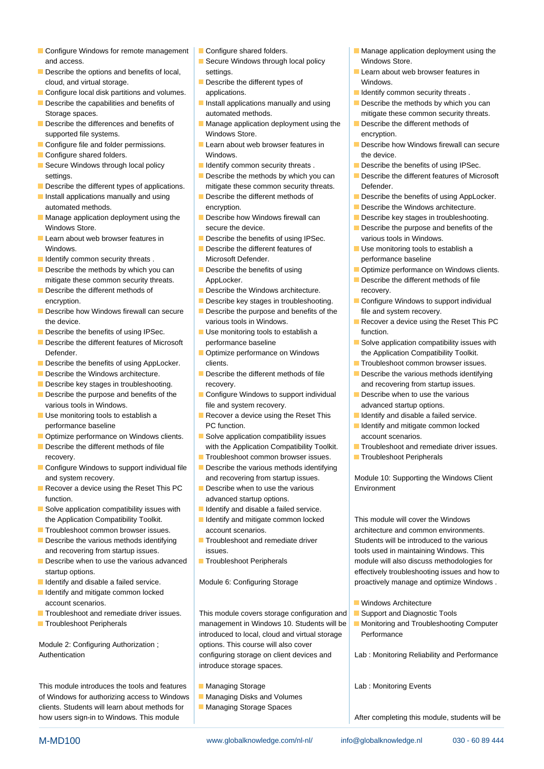- Configure Windows for remote management and access.
- Describe the options and benefits of local, cloud, and virtual storage.
- Configure local disk partitions and volumes.
- Describe the capabilities and benefits of Storage spaces.
- Describe the differences and benefits of supported file systems.
- Configure file and folder permissions.
- Configure shared folders.
- Secure Windows through local policy settings.
- Describe the different types of applications.
- Install applications manually and using automated methods.
- Manage application deployment using the Windows Store.
- Learn about web browser features in Windows.
- Identify common security threats .
- Describe the methods by which you can mitigate these common security threats.
- Describe the different methods of encryption.
- Describe how Windows firewall can secure the device.
- Describe the benefits of using IPSec.
- Describe the different features of Microsoft Defender.
- Describe the benefits of using AppLocker.
- Describe the Windows architecture.
- Describe key stages in troubleshooting.
- Describe the purpose and benefits of the various tools in Windows.
- Use monitoring tools to establish a performance baseline
- Optimize performance on Windows clients.
- Describe the different methods of file recovery.
- Configure Windows to support individual file and system recovery.
- Recover a device using the Reset This PC function.
- Solve application compatibility issues with the Application Compatibility Toolkit.
- Troubleshoot common browser issues.
- Describe the various methods identifying and recovering from startup issues.
- Describe when to use the various advanced startup options.
- Identify and disable a failed service.
- Identify and mitigate common locked account scenarios.
- Troubleshoot and remediate driver issues.
- Troubleshoot Peripherals

Module 2: Configuring Authorization ; Authentication

This module introduces the tools and features of Windows for authorizing access to Windows clients. Students will learn about methods for how users sign-in to Windows. This module

- Configure shared folders.
- Secure Windows through local policy settings.
- Describe the different types of applications.
- Install applications manually and using automated methods.
- Manage application deployment using the Windows Store.
- Learn about web browser features in Windows.
- Identify common security threats .
- Describe the methods by which you can mitigate these common security threats.
- Describe the different methods of encryption.
- Describe how Windows firewall can secure the device.
- Describe the benefits of using IPSec.
- Describe the different features of Microsoft Defender.
- Describe the benefits of using AppLocker.
- Describe the Windows architecture.
- Describe key stages in troubleshooting.
- Describe the purpose and benefits of the various tools in Windows.
- Use monitoring tools to establish a performance baseline
- Optimize performance on Windows clients.
- Describe the different methods of file recovery.
- Configure Windows to support individual file and system recovery.
- Recover a device using the Reset This PC function.
- Solve application compatibility issues with the Application Compatibility Toolkit.
- Troubleshoot common browser issues.
- Describe the various methods identifying and recovering from startup issues.
- Describe when to use the various advanced startup options.
- Identify and disable a failed service.
- Identify and mitigate common locked account scenarios.
- Troubleshoot and remediate driver issues.
- Troubleshoot Peripherals

Module 6: Configuring Storage

This module covers storage configuration and management in Windows 10. Students will be introduced to local, cloud and virtual storage options. This course will also cover configuring storage on client devices and introduce storage spaces.

- Managing Storage
- Managing Disks and Volumes
- Managing Storage Spaces

- Manage application deployment using the Windows Store.
- Learn about web browser features in Windows.
- Identify common security threats .
- Describe the methods by which you can mitigate these common security threats.
- Describe the different methods of encryption.
- Describe how Windows firewall can secure the device.
- Describe the benefits of using IPSec.
- Describe the different features of Microsoft Defender.
- Describe the benefits of using AppLocker.
- Describe the Windows architecture.
- Describe key stages in troubleshooting.
- Describe the purpose and benefits of the various tools in Windows.
- Use monitoring tools to establish a performance baseline
- Optimize performance on Windows clients.
- Describe the different methods of file recovery.
- Configure Windows to support individual file and system recovery.
- Recover a device using the Reset This PC function.
- Solve application compatibility issues with the Application Compatibility Toolkit.
- Troubleshoot common browser issues.
- Describe the various methods identifying and recovering from startup issues.
- Describe when to use the various advanced startup options.
- Identify and disable a failed service.
- Identify and mitigate common locked account scenarios.
- Troubleshoot and remediate driver issues.
- Troubleshoot Peripherals

Module 10: Supporting the Windows Client Environment

This module will cover the Windows architecture and common environments. Students will be introduced to the various tools used in maintaining Windows. This module will also discuss methodologies for effectively troubleshooting issues and how to proactively manage and optimize Windows .

- Windows Architecture
- Support and Diagnostic Tools
- Monitoring and Troubleshooting Computer Performance

Lab : Monitoring Reliability and Performance

Lab : Monitoring Events

After completing this module, students will be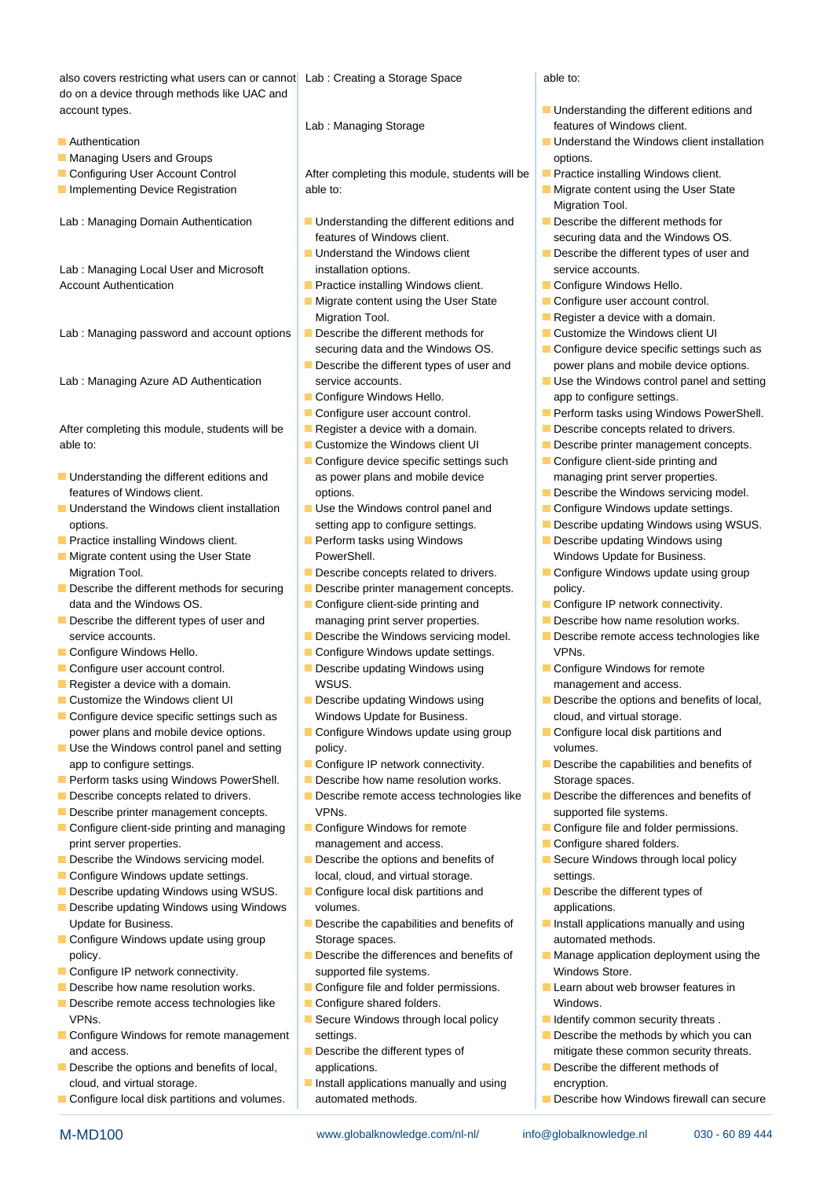also covers restricting what users can or cannot do on a device through methods like UAC and account types.

- Authentication
- Managing Users and Groups
- Configuring User Account Control
- Implementing Device Registration

Lab : Managing Domain Authentication

Lab : Managing Local User and Microsoft Account Authentication

Lab : Managing password and account options

Lab : Managing Azure AD Authentication

After completing this module, students will be able to:

- Understanding the different editions and features of Windows client.
- Understand the Windows client installation options.
- Practice installing Windows client.
- Migrate content using the User State Migration Tool.
- Describe the different methods for securing data and the Windows OS.
- Describe the different types of user and service accounts.
- Configure Windows Hello.
- Configure user account control.
- Register a device with a domain.
- Customize the Windows client UI
- Configure device specific settings such as power plans and mobile device options.
- Use the Windows control panel and setting app to configure settings.
- Perform tasks using Windows PowerShell.
- Describe concepts related to drivers.
- Describe printer management concepts.
- Configure client-side printing and managing print server properties.
- Describe the Windows servicing model.
- Configure Windows update settings.
- Describe updating Windows using WSUS.
- Describe updating Windows using Windows Update for Business.
- Configure Windows update using group policy.
- Configure IP network connectivity.
- Describe how name resolution works.
- Describe remote access technologies like VPNs.
- Configure Windows for remote management and access.
- Describe the options and benefits of local, cloud, and virtual storage.
- Configure local disk partitions and volumes.

Lab : Creating a Storage Space

Lab : Managing Storage

After completing this module, students will be able to:

- Understanding the different editions and features of Windows client.
- Understand the Windows client installation options.
- Practice installing Windows client.
- Migrate content using the User State Migration Tool.
- Describe the different methods for securing data and the Windows OS.
- Describe the different types of user and service accounts.
- Configure Windows Hello.
- Configure user account control.
- Register a device with a domain.
- Customize the Windows client UI
- Configure device specific settings such as power plans and mobile device options.
- Use the Windows control panel and setting app to configure settings.
- Perform tasks using Windows PowerShell.
- Describe concepts related to drivers.
- Describe printer management concepts.
- Configure client-side printing and managing print server properties.
- Describe the Windows servicing model.
- Configure Windows update settings.
- Describe updating Windows using WSUS.
- Describe updating Windows using Windows Update for Business.
- Configure Windows update using group policy.
- Configure IP network connectivity.
- Describe how name resolution works.
- Describe remote access technologies like VPNs.
- Configure Windows for remote management and access.
- Describe the options and benefits of local, cloud, and virtual storage.
- Configure local disk partitions and volumes.
- Describe the capabilities and benefits of Storage spaces.
- Describe the differences and benefits of supported file systems.
- Configure file and folder permissions.
- Configure shared folders.
- Secure Windows through local policy settings.
- Describe the different types of applications.
- Install applications manually and using automated methods.

able to:

- Understanding the different editions and features of Windows client.
- Understand the Windows client installation options.
- Practice installing Windows client.
- Migrate content using the User State Migration Tool.
- Describe the different methods for securing data and the Windows OS.
- Describe the different types of user and service accounts.
- Configure Windows Hello.
- Configure user account control.
- Register a device with a domain.
- Customize the Windows client UI
- Configure device specific settings such as power plans and mobile device options.
- Use the Windows control panel and setting app to configure settings.
- Perform tasks using Windows PowerShell.
- Describe concepts related to drivers.
- Describe printer management concepts.
- Configure client-side printing and managing print server properties.
- Describe the Windows servicing model.
- Configure Windows update settings.
- Describe updating Windows using WSUS.
- Describe updating Windows using Windows Update for Business.
- Configure Windows update using group policy.
- Configure IP network connectivity.
- Describe how name resolution works.
- Describe remote access technologies like VPNs.
- Configure Windows for remote management and access.
- Describe the options and benefits of local, cloud, and virtual storage.
- Configure local disk partitions and volumes.
- Describe the capabilities and benefits of Storage spaces.
- Describe the differences and benefits of supported file systems.
- Configure file and folder permissions.
- Configure shared folders.
- Secure Windows through local policy settings.
- Describe the different types of applications.
- Install applications manually and using automated methods.
- Manage application deployment using the Windows Store.
- Learn about web browser features in Windows.
- Identify common security threats .
- Describe the methods by which you can mitigate these common security threats.
- Describe the different methods of encryption.
- Describe how Windows firewall can secure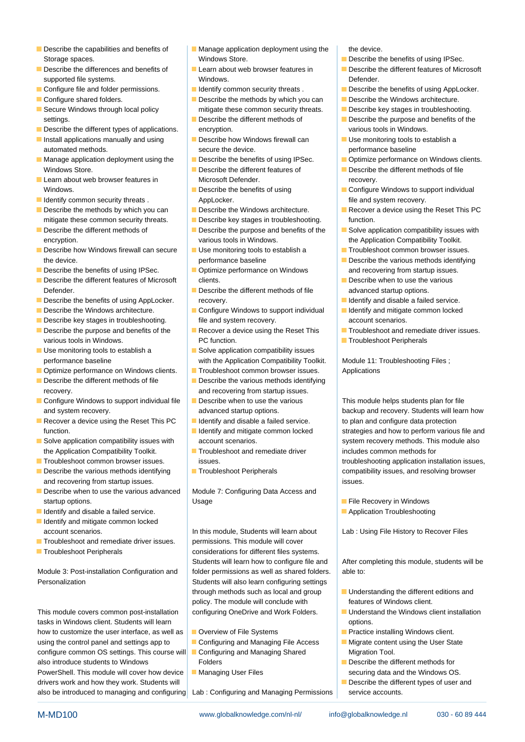- Describe the capabilities and benefits of Storage spaces.
- Describe the differences and benefits of supported file systems.
- Configure file and folder permissions.
- Configure shared folders.
- Secure Windows through local policy settings.
- Describe the different types of applications.
- Install applications manually and using automated methods.
- Manage application deployment using the Windows Store.
- Learn about web browser features in Windows.
- Identify common security threats .
- Describe the methods by which you can mitigate these common security threats.
- Describe the different methods of encryption.
- Describe how Windows firewall can secure the device.
- Describe the benefits of using IPSec.
- Describe the different features of Microsoft Defender.
- Describe the benefits of using AppLocker.
- Describe the Windows architecture.
- Describe key stages in troubleshooting.
- Describe the purpose and benefits of the various tools in Windows.
- Use monitoring tools to establish a performance baseline
- Optimize performance on Windows clients.
- Describe the different methods of file recovery.
- Configure Windows to support individual file and system recovery.
- Recover a device using the Reset This PC function.
- Solve application compatibility issues with the Application Compatibility Toolkit.
- Troubleshoot common browser issues.
- Describe the various methods identifying and recovering from startup issues.
- Describe when to use the various advanced startup options.
- Identify and disable a failed service.
- Identify and mitigate common locked account scenarios.
- Troubleshoot and remediate driver issues.
- Troubleshoot Peripherals

Module 3: Post-installation Configuration and Personalization

This module covers common post-installation tasks in Windows client. Students will learn how to customize the user interface, as well as using the control panel and settings app to configure common OS settings. This course will also introduce students to Windows PowerShell. This module will cover how device drivers work and how they work. Students will also be introduced to managing and configuring

- Manage application deployment using the Windows Store.
- Learn about web browser features in Windows.
- Identify common security threats .
- Describe the methods by which you can mitigate these common security threats.
- Describe the different methods of encryption.
- Describe how Windows firewall can secure the device.
- Describe the benefits of using IPSec.
- Describe the different features of Microsoft Defender.
- Describe the benefits of using AppLocker.
- Describe the Windows architecture.
- Describe key stages in troubleshooting.
- Describe the purpose and benefits of the various tools in Windows.
- Use monitoring tools to establish a performance baseline
- Optimize performance on Windows clients.
- Describe the different methods of file recovery.
- Configure Windows to support individual file and system recovery.
- Recover a device using the Reset This PC function.
- Solve application compatibility issues with the Application Compatibility Toolkit.
- Troubleshoot common browser issues.
- Describe the various methods identifying and recovering from startup issues.
- Describe when to use the various advanced startup options.
- Identify and disable a failed service.
- Identify and mitigate common locked account scenarios.
- Troubleshoot and remediate driver issues.
- Troubleshoot Peripherals

Module 7: Configuring Data Access and Usage

In this module, Students will learn about permissions. This module will cover considerations for different files systems. Students will learn how to configure file and folder permissions as well as shared folders. Students will also learn configuring settings through methods such as local and group policy. The module will conclude with configuring OneDrive and Work Folders.

- Overview of File Systems
- Configuring and Managing File Access
- Configuring and Managing Shared Folders
- Managing User Files

Lab : Configuring and Managing Permissions

the device.

- Describe the benefits of using IPSec.
- Describe the different features of Microsoft Defender.
- Describe the benefits of using AppLocker.
- Describe the Windows architecture.
- Describe key stages in troubleshooting.
- Describe the purpose and benefits of the various tools in Windows.
- Use monitoring tools to establish a performance baseline
- Optimize performance on Windows clients.
- Describe the different methods of file recovery.
- Configure Windows to support individual file and system recovery.
- Recover a device using the Reset This PC function.
- Solve application compatibility issues with the Application Compatibility Toolkit.
- Troubleshoot common browser issues.
- Describe the various methods identifying and recovering from startup issues.
- Describe when to use the various advanced startup options.
- Identify and disable a failed service.
- Identify and mitigate common locked account scenarios.
- Troubleshoot and remediate driver issues.
- Troubleshoot Peripherals

Module 11: Troubleshooting Files ; Applications

This module helps students plan for file backup and recovery. Students will learn how to plan and configure data protection strategies and how to perform various file and system recovery methods. This module also includes common methods for troubleshooting application installation issues, compatibility issues, and resolving browser issues.

- File Recovery in Windows
- Application Troubleshooting

Lab : Using File History to Recover Files

After completing this module, students will be able to:

- Understanding the different editions and features of Windows client.
- Understand the Windows client installation options.
- Practice installing Windows client.
- Migrate content using the User State Migration Tool.
- Describe the different methods for securing data and the Windows OS.
- Describe the different types of user and service accounts.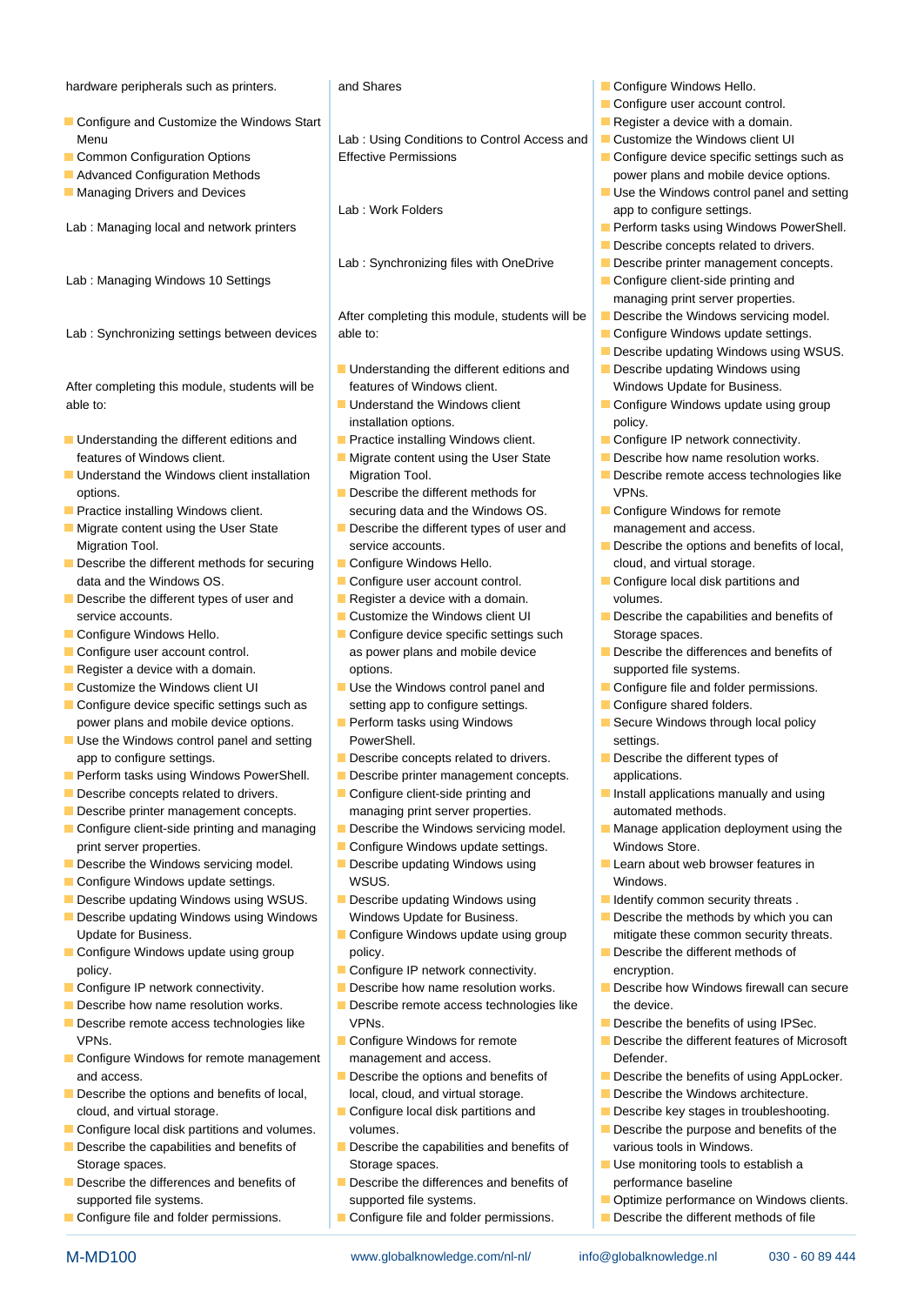hardware peripherals such as printers.

- Configure and Customize the Windows Start Menu
- Common Configuration Options
- Advanced Configuration Methods
- Managing Drivers and Devices

Lab : Managing local and network printers

Lab : Managing Windows 10 Settings

Lab : Synchronizing settings between devices

After completing this module, students will be able to:

- Understanding the different editions and features of Windows client.
- Understand the Windows client installation options.
- Practice installing Windows client.
- Migrate content using the User State Migration Tool.
- Describe the different methods for securing data and the Windows OS.
- Describe the different types of user and service accounts.
- Configure Windows Hello.
- Configure user account control.
- Register a device with a domain.
- Customize the Windows client UI
- Configure device specific settings such as power plans and mobile device options.
- Use the Windows control panel and setting app to configure settings.
- Perform tasks using Windows PowerShell.
- Describe concepts related to drivers.
- Describe printer management concepts.
- Configure client-side printing and managing print server properties.
- Describe the Windows servicing model.
- Configure Windows update settings.
- Describe updating Windows using WSUS.
- Describe updating Windows using Windows Update for Business.
- Configure Windows update using group policy.
- Configure IP network connectivity.
- Describe how name resolution works.
- Describe remote access technologies like VPNs.
- Configure Windows for remote management and access.
- Describe the options and benefits of local, cloud, and virtual storage.
- Configure local disk partitions and volumes.
- Describe the capabilities and benefits of Storage spaces.
- Describe the differences and benefits of supported file systems.
- Configure file and folder permissions.

and Shares

Lab : Using Conditions to Control Access and Effective Permissions

Lab : Work Folders

Lab : Synchronizing files with OneDrive

After completing this module, students will be able to:

- Understanding the different editions and features of Windows client.
- Understand the Windows client installation options.
- Practice installing Windows client.
- Migrate content using the User State Migration Tool.
- Describe the different methods for securing data and the Windows OS.
- Describe the different types of user and service accounts.
- Configure Windows Hello.
- Configure user account control.
- Register a device with a domain.
- Customize the Windows client UI
- Configure device specific settings such as power plans and mobile device options.
- Use the Windows control panel and setting app to configure settings.
- Perform tasks using Windows PowerShell.
- Describe concepts related to drivers.
- Describe printer management concepts.
- Configure client-side printing and managing print server properties.
- Describe the Windows servicing model.
- Configure Windows update settings.
- Describe updating Windows using WSUS.
- Describe updating Windows using Windows Update for Business.
- Configure Windows update using group policy.
- Configure IP network connectivity.
- Describe how name resolution works.
- Describe remote access technologies like VPNs.
- Configure Windows for remote management and access.
- Describe the options and benefits of local, cloud, and virtual storage.
- Configure local disk partitions and volumes.
- Describe the capabilities and benefits of Storage spaces.
- Describe the differences and benefits of supported file systems.
- Configure file and folder permissions.

- Configure Windows Hello.
- Configure user account control.
- Register a device with a domain.
- Customize the Windows client UI
- Configure device specific settings such as power plans and mobile device options.
- Use the Windows control panel and setting app to configure settings.
- Perform tasks using Windows PowerShell.
- Describe concepts related to drivers.
- Describe printer management concepts.
- Configure client-side printing and managing print server properties.
- Describe the Windows servicing model.
- Configure Windows update settings.
- Describe updating Windows using WSUS.
- Describe updating Windows using Windows Update for Business.
- Configure Windows update using group policy.
- Configure IP network connectivity.
- Describe how name resolution works.
- Describe remote access technologies like VPNs.
- Configure Windows for remote management and access.
- Describe the options and benefits of local, cloud, and virtual storage.
- Configure local disk partitions and volumes.
- Describe the capabilities and benefits of Storage spaces.
- Describe the differences and benefits of supported file systems.
- Configure file and folder permissions.
- Configure shared folders.
- Secure Windows through local policy settings.
- Describe the different types of applications.
- Install applications manually and using automated methods.
- Manage application deployment using the Windows Store.
- Learn about web browser features in Windows.
- Identify common security threats .
- Describe the methods by which you can mitigate these common security threats.
- Describe the different methods of encryption.
- Describe how Windows firewall can secure the device.
- Describe the benefits of using IPSec.
- Describe the different features of Microsoft Defender.
- Describe the benefits of using AppLocker.
- Describe the Windows architecture.
- Describe key stages in troubleshooting.
- Describe the purpose and benefits of the various tools in Windows.
- Use monitoring tools to establish a performance baseline
- Optimize performance on Windows clients.
- Describe the different methods of file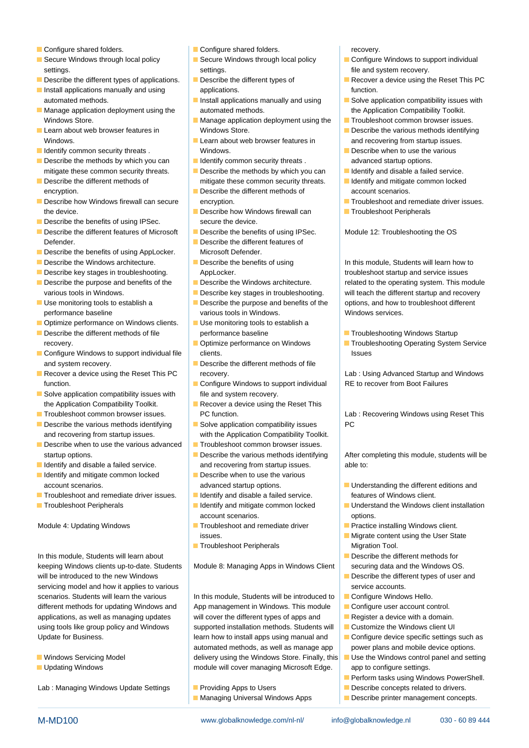- Configure shared folders.
- Secure Windows through local policy settings.
- Describe the different types of applications.
- Install applications manually and using automated methods.
- Manage application deployment using the Windows Store.
- Learn about web browser features in Windows.
- Identify common security threats .
- Describe the methods by which you can mitigate these common security threats.
- Describe the different methods of encryption.
- Describe how Windows firewall can secure the device.
- Describe the benefits of using IPSec.
- Describe the different features of Microsoft Defender.
- Describe the benefits of using AppLocker.
- Describe the Windows architecture.
- Describe key stages in troubleshooting.
- Describe the purpose and benefits of the various tools in Windows.
- Use monitoring tools to establish a performance baseline
- Optimize performance on Windows clients.
- Describe the different methods of file recovery.
- Configure Windows to support individual file and system recovery.
- Recover a device using the Reset This PC function.
- Solve application compatibility issues with the Application Compatibility Toolkit.
- Troubleshoot common browser issues.
- Describe the various methods identifying and recovering from startup issues.
- Describe when to use the various advanced startup options.
- Identify and disable a failed service.
- Identify and mitigate common locked account scenarios.
- Troubleshoot and remediate driver issues.
- Troubleshoot Peripherals

Module 4: Updating Windows

In this module, Students will learn about keeping Windows clients up-to-date. Students will be introduced to the new Windows servicing model and how it applies to various scenarios. Students will learn the various different methods for updating Windows and applications, as well as managing updates using tools like group policy and Windows Update for Business.

- Windows Servicing Model
- Updating Windows

Lab : Managing Windows Update Settings

- Configure shared folders.
- Secure Windows through local policy settings.
- Describe the different types of applications.
- Install applications manually and using automated methods.
- Manage application deployment using the Windows Store.
- Learn about web browser features in Windows.
- Identify common security threats .
- Describe the methods by which you can mitigate these common security threats.
- Describe the different methods of encryption.
- Describe how Windows firewall can secure the device.
- Describe the benefits of using IPSec.
- Describe the different features of Microsoft Defender.
- Describe the benefits of using AppLocker.
- Describe the Windows architecture.
- Describe key stages in troubleshooting.
- Describe the purpose and benefits of the various tools in Windows.
- Use monitoring tools to establish a performance baseline
- Optimize performance on Windows clients.
- Describe the different methods of file recovery.
- Configure Windows to support individual file and system recovery.
- Recover a device using the Reset This PC function.
- Solve application compatibility issues with the Application Compatibility Toolkit.
- Troubleshoot common browser issues.
- Describe the various methods identifying and recovering from startup issues.
- Describe when to use the various advanced startup options.
- Identify and disable a failed service.
- Identify and mitigate common locked account scenarios.
- Troubleshoot and remediate driver issues.
- Troubleshoot Peripherals

Module 8: Managing Apps in Windows Client

In this module, Students will be introduced to App management in Windows. This module will cover the different types of apps and supported installation methods. Students will learn how to install apps using manual and automated methods, as well as manage app delivery using the Windows Store. Finally, this module will cover managing Microsoft Edge.

- Providing Apps to Users
- Managing Universal Windows Apps

recovery.

- Configure Windows to support individual file and system recovery.
- Recover a device using the Reset This PC function.
- Solve application compatibility issues with the Application Compatibility Toolkit.
- Troubleshoot common browser issues.
- Describe the various methods identifying and recovering from startup issues.
- Describe when to use the various advanced startup options.
- Identify and disable a failed service.
- Identify and mitigate common locked account scenarios.
- Troubleshoot and remediate driver issues.
- Troubleshoot Peripherals

Module 12: Troubleshooting the OS

In this module, Students will learn how to troubleshoot startup and service issues related to the operating system. This module will teach the different startup and recovery options, and how to troubleshoot different Windows services.

- Troubleshooting Windows Startup
- Troubleshooting Operating System Service Issues

Lab : Using Advanced Startup and Windows RE to recover from Boot Failures

Lab : Recovering Windows using Reset This PC

After completing this module, students will be able to:

- Understanding the different editions and features of Windows client.
- Understand the Windows client installation options.
- Practice installing Windows client.
- Migrate content using the User State Migration Tool.
- Describe the different methods for securing data and the Windows OS.
- Describe the different types of user and service accounts.
- Configure Windows Hello.
- Configure user account control.
- Register a device with a domain.
- Customize the Windows client UI
- Configure device specific settings such as power plans and mobile device options.
- Use the Windows control panel and setting app to configure settings.
- Perform tasks using Windows PowerShell.
- Describe concepts related to drivers.
- Describe printer management concepts.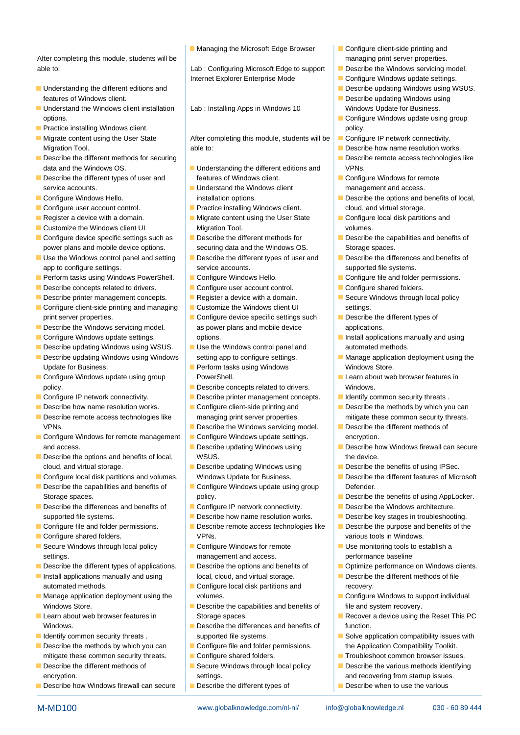After completing this module, students will be able to:

- Understanding the different editions and features of Windows client.
- Understand the Windows client installation options.
- Practice installing Windows client.
- Migrate content using the User State Migration Tool.
- Describe the different methods for securing data and the Windows OS.
- Describe the different types of user and service accounts.
- Configure Windows Hello.
- Configure user account control.
- Register a device with a domain.
- Customize the Windows client UI
- Configure device specific settings such as power plans and mobile device options.
- Use the Windows control panel and setting app to configure settings.
- Perform tasks using Windows PowerShell.
- Describe concepts related to drivers.
- Describe printer management concepts.
- Configure client-side printing and managing print server properties.
- Describe the Windows servicing model.
- Configure Windows update settings.
- Describe updating Windows using WSUS.
- Describe updating Windows using Windows Update for Business.
- Configure Windows update using group policy.
- Configure IP network connectivity.
- Describe how name resolution works.
- Describe remote access technologies like VPNs.
- Configure Windows for remote management and access.
- Describe the options and benefits of local, cloud, and virtual storage.
- Configure local disk partitions and volumes.
- Describe the capabilities and benefits of Storage spaces.
- Describe the differences and benefits of supported file systems.
- Configure file and folder permissions.
- Configure shared folders.
- Secure Windows through local policy settings.
- Describe the different types of applications.
- Install applications manually and using automated methods.
- Manage application deployment using the Windows Store.
- Learn about web browser features in Windows.
- Identify common security threats .
- Describe the methods by which you can mitigate these common security threats.
- Describe the different methods of encryption.
- Describe how Windows firewall can secure

- Managing the Microsoft Edge Browser

Lab : Configuring Microsoft Edge to support Internet Explorer Enterprise Mode

Lab : Installing Apps in Windows 10

After completing this module, students will be able to:

- Understanding the different editions and features of Windows client.
- Understand the Windows client installation options.
- Practice installing Windows client.
- Migrate content using the User State Migration Tool.
- Describe the different methods for securing data and the Windows OS.
- Describe the different types of user and service accounts.
- Configure Windows Hello.
- Configure user account control.
- Register a device with a domain.
- Customize the Windows client UI
- Configure device specific settings such as power plans and mobile device options.
- Use the Windows control panel and setting app to configure settings.
- Perform tasks using Windows PowerShell.
- Describe concepts related to drivers.
- Describe printer management concepts.
- Configure client-side printing and managing print server properties.
- Describe the Windows servicing model.
- Configure Windows update settings.
- Describe updating Windows using WSUS.
- Describe updating Windows using Windows Update for Business.
- Configure Windows update using group policy.
- Configure IP network connectivity.
- Describe how name resolution works.
- Describe remote access technologies like VPNs.
- Configure Windows for remote management and access.
- Describe the options and benefits of local, cloud, and virtual storage.
- Configure local disk partitions and volumes.
- Describe the capabilities and benefits of Storage spaces.
- Describe the differences and benefits of supported file systems.
- Configure file and folder permissions.
- Configure shared folders.
- Secure Windows through local policy settings.
- Describe the different types of

- Configure client-side printing and managing print server properties.
- Describe the Windows servicing model.
- Configure Windows update settings.
- Describe updating Windows using WSUS.
- Describe updating Windows using Windows Update for Business.
- Configure Windows update using group policy.
- Configure IP network connectivity.
- Describe how name resolution works.
- Describe remote access technologies like VPNs.
- Configure Windows for remote management and access.
- Describe the options and benefits of local, cloud, and virtual storage.
- Configure local disk partitions and volumes.
- Describe the capabilities and benefits of Storage spaces.
- Describe the differences and benefits of supported file systems.
- Configure file and folder permissions.
- Configure shared folders.
- Secure Windows through local policy settings.
- Describe the different types of applications.
- Install applications manually and using automated methods.
- Manage application deployment using the Windows Store.
- Learn about web browser features in Windows.
- Identify common security threats .
- Describe the methods by which you can mitigate these common security threats.
- Describe the different methods of encryption.
- Describe how Windows firewall can secure the device.
- Describe the benefits of using IPSec.
- Describe the different features of Microsoft Defender.
- Describe the benefits of using AppLocker.
- Describe the Windows architecture.
- Describe key stages in troubleshooting.
- Describe the purpose and benefits of the various tools in Windows.
- Use monitoring tools to establish a performance baseline
- Optimize performance on Windows clients.
- Describe the different methods of file recovery.
- Configure Windows to support individual file and system recovery.
- Recover a device using the Reset This PC function.
- Solve application compatibility issues with the Application Compatibility Toolkit.
- Troubleshoot common browser issues.
- Describe the various methods identifying and recovering from startup issues.
- Describe when to use the various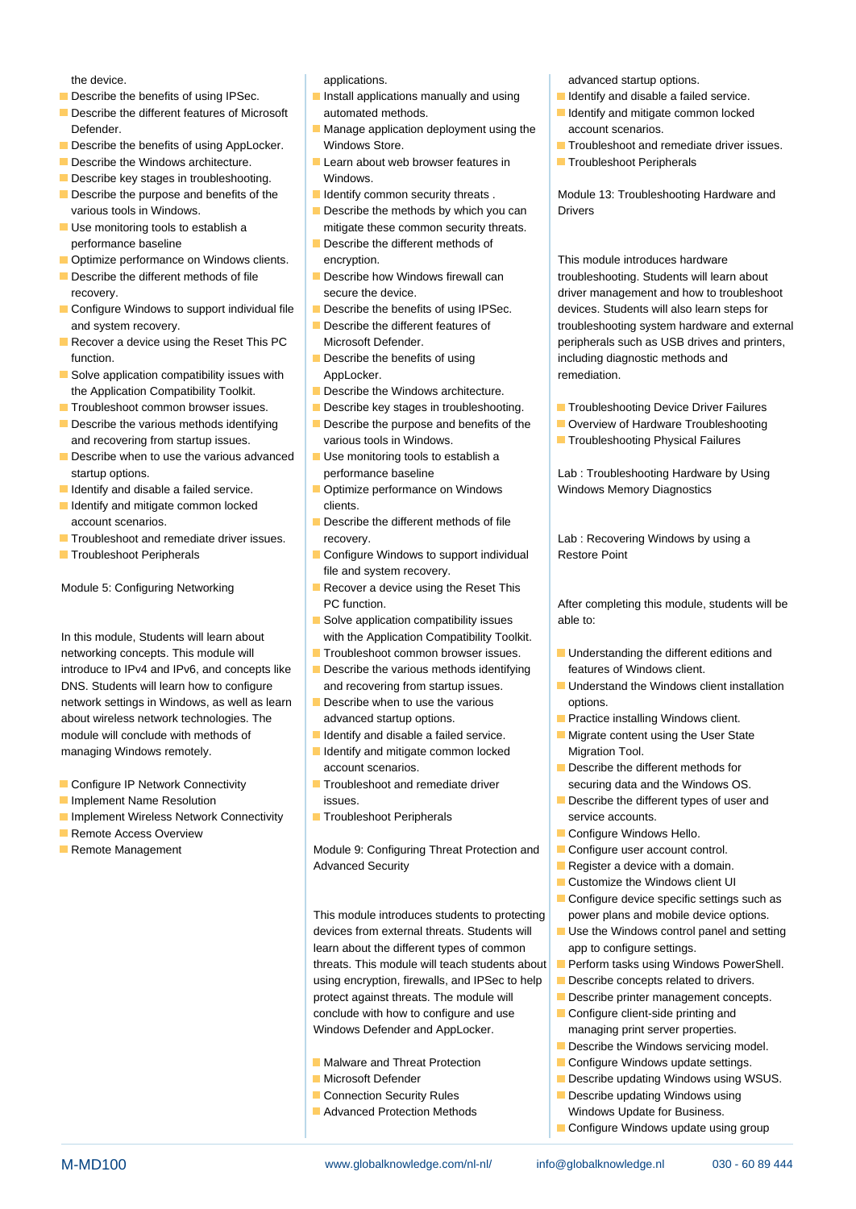the device.

- Describe the benefits of using IPSec.
- Describe the different features of Microsoft Defender.
- Describe the benefits of using AppLocker.
- Describe the Windows architecture.
- Describe key stages in troubleshooting.
- Describe the purpose and benefits of the various tools in Windows.
- Use monitoring tools to establish a performance baseline
- Optimize performance on Windows clients.
- Describe the different methods of file recovery.
- Configure Windows to support individual file and system recovery.
- Recover a device using the Reset This PC function.
- Solve application compatibility issues with the Application Compatibility Toolkit.
- Troubleshoot common browser issues.
- Describe the various methods identifying and recovering from startup issues.
- Describe when to use the various advanced startup options.
- Identify and disable a failed service.
- Identify and mitigate common locked account scenarios.
- Troubleshoot and remediate driver issues.
- Troubleshoot Peripherals

Module 5: Configuring Networking

In this module, Students will learn about networking concepts. This module will introduce to IPv4 and IPv6, and concepts like DNS. Students will learn how to configure network settings in Windows, as well as learn about wireless network technologies. The module will conclude with methods of managing Windows remotely.

- Configure IP Network Connectivity
- Implement Name Resolution
- Implement Wireless Network Connectivity
- Remote Access Overview
- Remote Management

applications.

- Install applications manually and using automated methods.
- Manage application deployment using the Windows Store.
- Learn about web browser features in Windows.
- Identify common security threats .
- Describe the methods by which you can mitigate these common security threats.
- Describe the different methods of encryption.
- Describe how Windows firewall can secure the device.
- Describe the benefits of using IPSec.
- Describe the different features of Microsoft Defender.
- Describe the benefits of using AppLocker.
- Describe the Windows architecture.
- Describe key stages in troubleshooting.
- Describe the purpose and benefits of the various tools in Windows.
- Use monitoring tools to establish a performance baseline
- Optimize performance on Windows clients.
- Describe the different methods of file recovery.
- Configure Windows to support individual file and system recovery.
- Recover a device using the Reset This PC function.
- Solve application compatibility issues with the Application Compatibility Toolkit.
- Troubleshoot common browser issues.
- Describe the various methods identifying and recovering from startup issues.
- Describe when to use the various advanced startup options.
- Identify and disable a failed service.
- Identify and mitigate common locked account scenarios.
- Troubleshoot and remediate driver issues.
- Troubleshoot Peripherals

Module 9: Configuring Threat Protection and Advanced Security

This module introduces students to protecting devices from external threats. Students will learn about the different types of common threats. This module will teach students about using encryption, firewalls, and IPSec to help protect against threats. The module will conclude with how to configure and use Windows Defender and AppLocker.

- Malware and Threat Protection
- Microsoft Defender
- Connection Security Rules
- Advanced Protection Methods

advanced startup options.

- Identify and disable a failed service.
- Identify and mitigate common locked account scenarios.
- Troubleshoot and remediate driver issues.
- Troubleshoot Peripherals

Module 13: Troubleshooting Hardware and Drivers

This module introduces hardware troubleshooting. Students will learn about driver management and how to troubleshoot devices. Students will also learn steps for troubleshooting system hardware and external peripherals such as USB drives and printers, including diagnostic methods and remediation.

- Troubleshooting Device Driver Failures
- Overview of Hardware Troubleshooting
- Troubleshooting Physical Failures

Lab : Troubleshooting Hardware by Using Windows Memory Diagnostics

Lab : Recovering Windows by using a Restore Point

After completing this module, students will be able to:

- Understanding the different editions and features of Windows client.
- Understand the Windows client installation options.
- Practice installing Windows client.
- Migrate content using the User State Migration Tool.
- Describe the different methods for securing data and the Windows OS.
- Describe the different types of user and service accounts.
- Configure Windows Hello.
- Configure user account control.
- Register a device with a domain.
- Customize the Windows client UI
- Configure device specific settings such as power plans and mobile device options.
- Use the Windows control panel and setting app to configure settings.
- Perform tasks using Windows PowerShell.
- Describe concepts related to drivers.
- Describe printer management concepts.
- Configure client-side printing and managing print server properties.
- Describe the Windows servicing model.
- Configure Windows update settings.
- Describe updating Windows using WSUS.
- Describe updating Windows using Windows Update for Business.
- Configure Windows update using group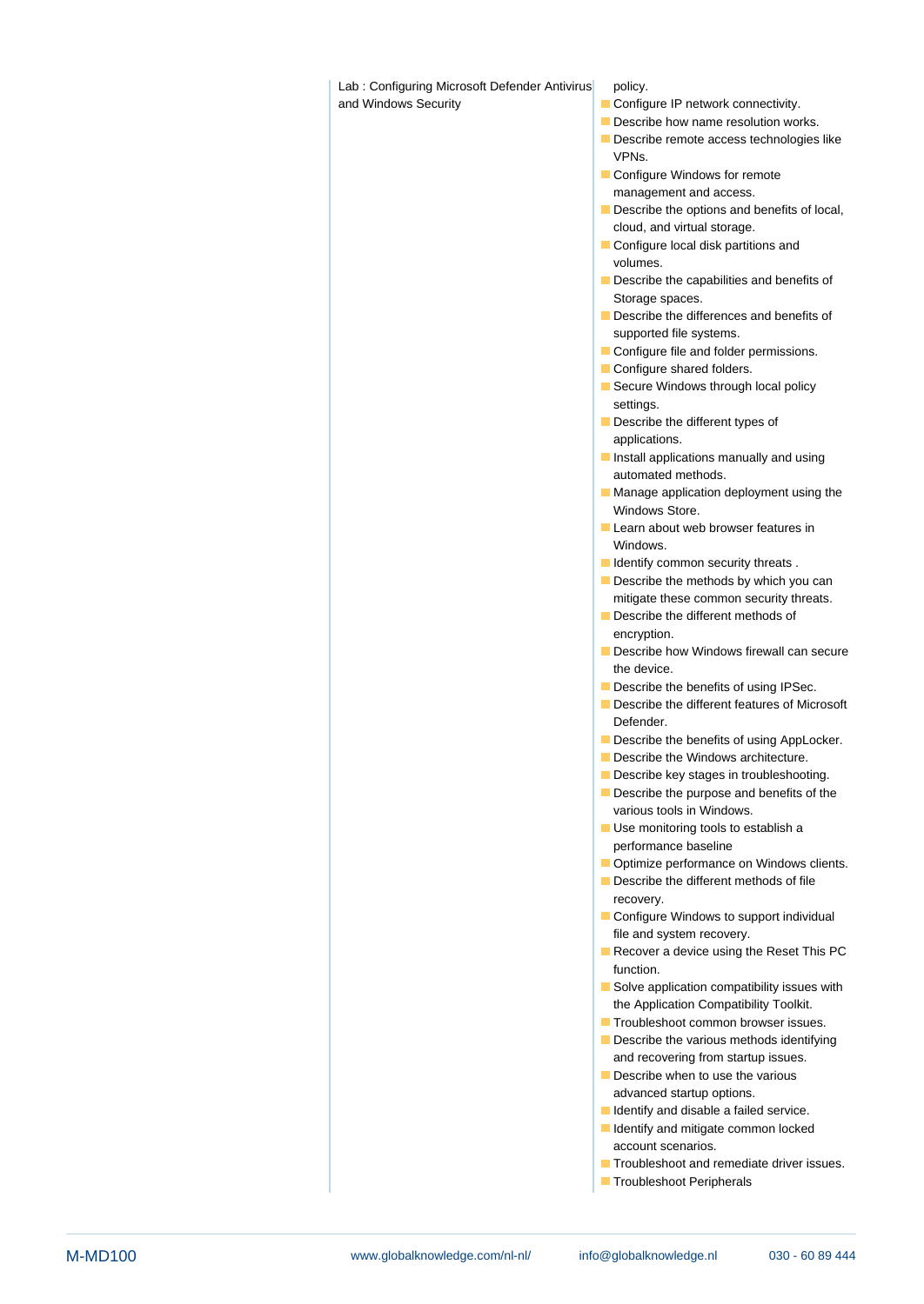Lab : Configuring Microsoft Defender Antivirus and Windows Security

policy.

- Configure IP network connectivity.
- Describe how name resolution works.
- Describe remote access technologies like VPNs.
- Configure Windows for remote management and access.
- Describe the options and benefits of local, cloud, and virtual storage.
- Configure local disk partitions and volumes.
- Describe the capabilities and benefits of Storage spaces.
- Describe the differences and benefits of supported file systems.
- Configure file and folder permissions.
- Configure shared folders.
- Secure Windows through local policy settings.
- Describe the different types of applications.
- Install applications manually and using automated methods.
- Manage application deployment using the Windows Store.
- Learn about web browser features in Windows.
- Identify common security threats .
- Describe the methods by which you can mitigate these common security threats.
- Describe the different methods of encryption.
- Describe how Windows firewall can secure the device.
- Describe the benefits of using IPSec.
- Describe the different features of Microsoft Defender.
- Describe the benefits of using AppLocker.
- Describe the Windows architecture.
- Describe key stages in troubleshooting.
- Describe the purpose and benefits of the various tools in Windows.
- Use monitoring tools to establish a performance baseline
- Optimize performance on Windows clients.
- Describe the different methods of file recovery.
- Configure Windows to support individual file and system recovery.
- Recover a device using the Reset This PC function.
- Solve application compatibility issues with the Application Compatibility Toolkit.
- Troubleshoot common browser issues.
- Describe the various methods identifying and recovering from startup issues.
- Describe when to use the various advanced startup options.
- Identify and disable a failed service.
- Identify and mitigate common locked account scenarios.
- Troubleshoot and remediate driver issues.
- Troubleshoot Peripherals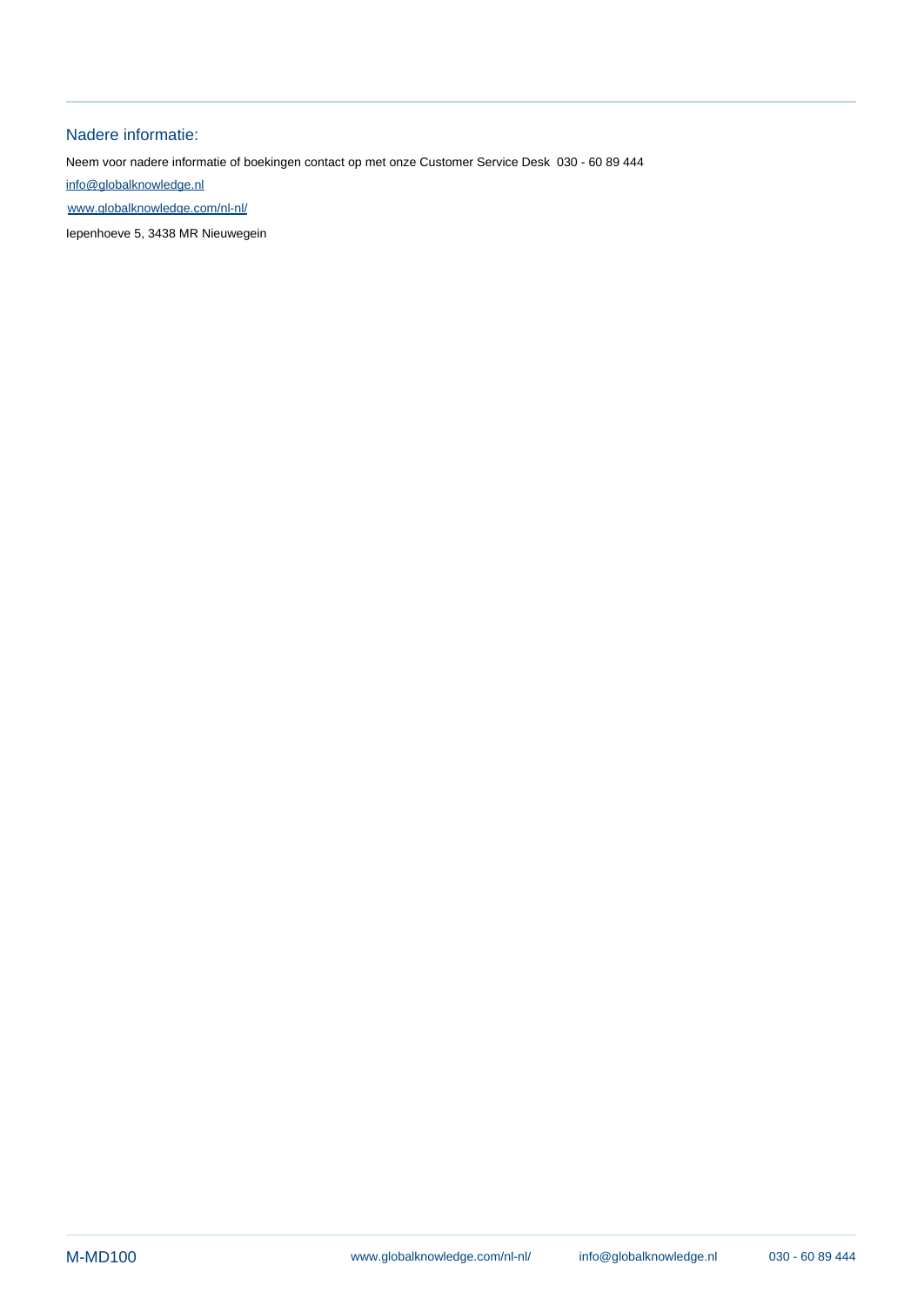## Nadere informatie:

Neem voor nadere informatie of boekingen contact op met onze Customer Service Desk 030 - 60 89 444

info@globalknowledge.nl

www.globalknowledge.com/nl-nl/

Iepenhoeve 5, 3438 MR Nieuwegein